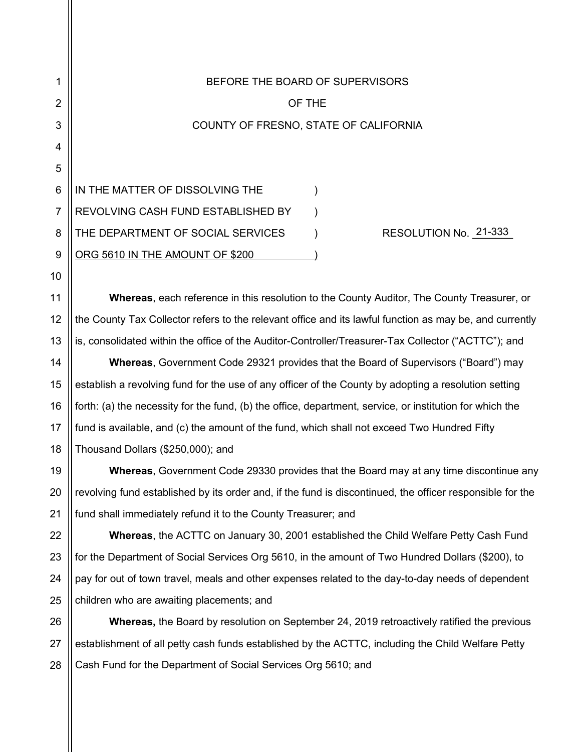BEFORE THE BOARD OF SUPERVISORS

OF THE

COUNTY OF FRESNO, STATE OF CALIFORNIA

IN THE MATTER OF DISSOLVING THE )
REVOLVING CASH FUND ESTABLISHED BY )
THE DEPARTMENT OF SOCIAL SERVICES ) RESOLUTION No. 21-333
ORG 5610 IN THE AMOUNT OF $200 )

**Whereas**, each reference in this resolution to the County Auditor, The County Treasurer, or the County Tax Collector refers to the relevant office and its lawful function as may be, and currently is, consolidated within the office of the Auditor-Controller/Treasurer-Tax Collector ("ACTTC"); and

**Whereas**, Government Code 29321 provides that the Board of Supervisors ("Board") may establish a revolving fund for the use of any officer of the County by adopting a resolution setting forth: (a) the necessity for the fund, (b) the office, department, service, or institution for which the fund is available, and (c) the amount of the fund, which shall not exceed Two Hundred Fifty Thousand Dollars ($250,000); and

**Whereas**, Government Code 29330 provides that the Board may at any time discontinue any revolving fund established by its order and, if the fund is discontinued, the officer responsible for the fund shall immediately refund it to the County Treasurer; and

**Whereas**, the ACTTC on January 30, 2001 established the Child Welfare Petty Cash Fund for the Department of Social Services Org 5610, in the amount of Two Hundred Dollars ($200), to pay for out of town travel, meals and other expenses related to the day-to-day needs of dependent children who are awaiting placements; and

**Whereas,** the Board by resolution on September 24, 2019 retroactively ratified the previous establishment of all petty cash funds established by the ACTTC, including the Child Welfare Petty Cash Fund for the Department of Social Services Org 5610; and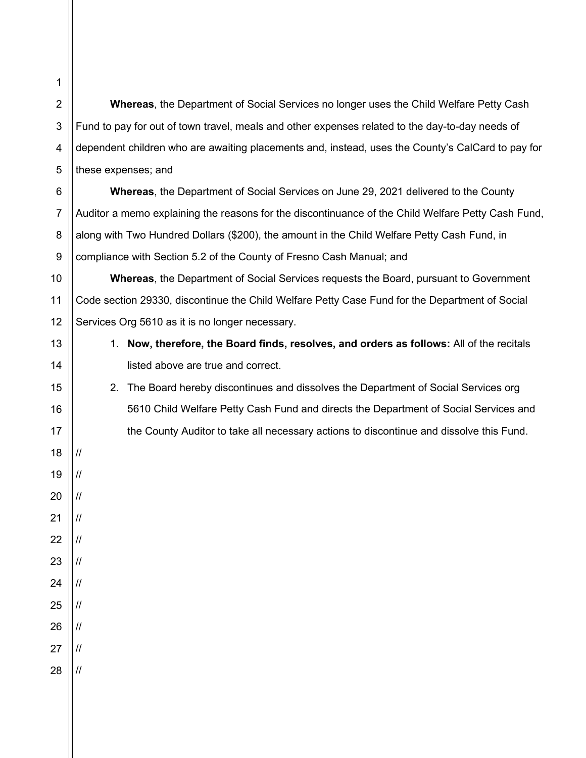**Whereas**, the Department of Social Services no longer uses the Child Welfare Petty Cash Fund to pay for out of town travel, meals and other expenses related to the day-to-day needs of dependent children who are awaiting placements and, instead, uses the County's CalCard to pay for these expenses; and

**Whereas**, the Department of Social Services on June 29, 2021 delivered to the County Auditor a memo explaining the reasons for the discontinuance of the Child Welfare Petty Cash Fund, along with Two Hundred Dollars ($200), the amount in the Child Welfare Petty Cash Fund, in compliance with Section 5.2 of the County of Fresno Cash Manual; and

**Whereas**, the Department of Social Services requests the Board, pursuant to Government Code section 29330, discontinue the Child Welfare Petty Case Fund for the Department of Social Services Org 5610 as it is no longer necessary.

1. **Now, therefore, the Board finds, resolves, and orders as follows:** All of the recitals listed above are true and correct.
2. The Board hereby discontinues and dissolves the Department of Social Services org 5610 Child Welfare Petty Cash Fund and directs the Department of Social Services and the County Auditor to take all necessary actions to discontinue and dissolve this Fund.

//

//

//

//

//

//

//

//

//

//

//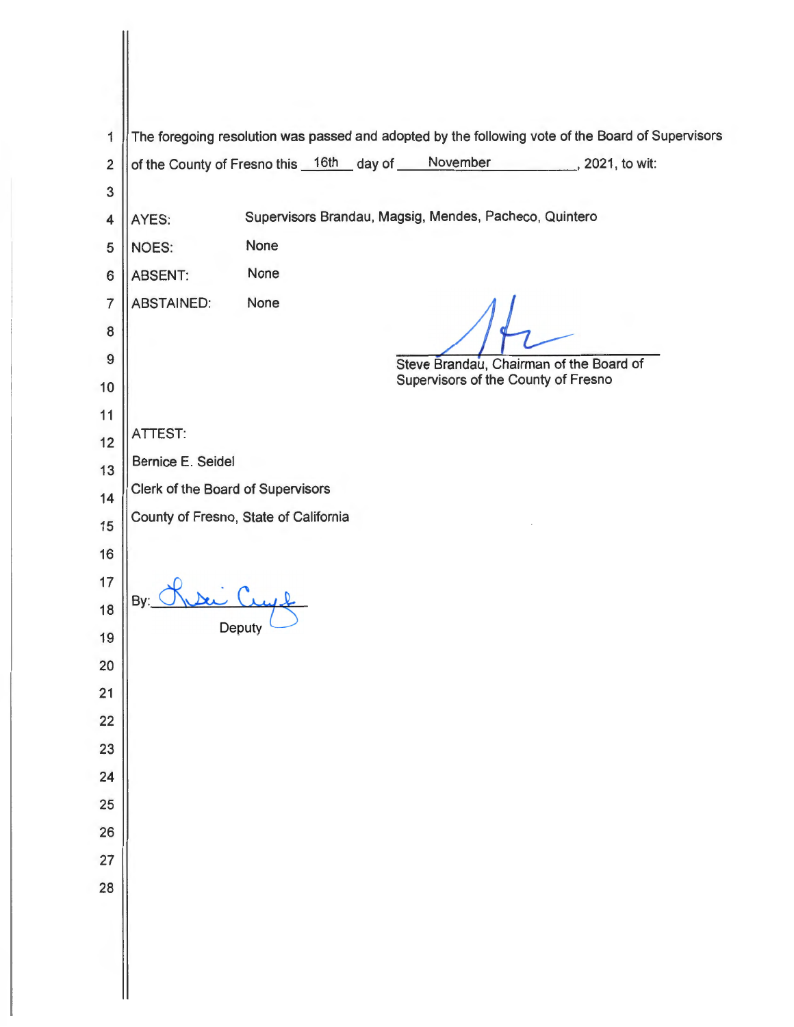The foregoing resolution was passed and adopted by the following vote of the Board of Supervisors of the County of Fresno this 16th day of November, 2021, to wit:

| | |
|---|---|
| AYES: | Supervisors Brandau, Magsig, Mendes, Pacheco, Quintero |
| NOES: | None |
| ABSENT: | None |
| ABSTAINED: | None |

Steve Brandau, Chairman of the Board of Supervisors of the County of Fresno

ATTEST:

Bernice E. Seidel

Clerk of the Board of Supervisors

County of Fresno, State of California

By: ____________________

Deputy